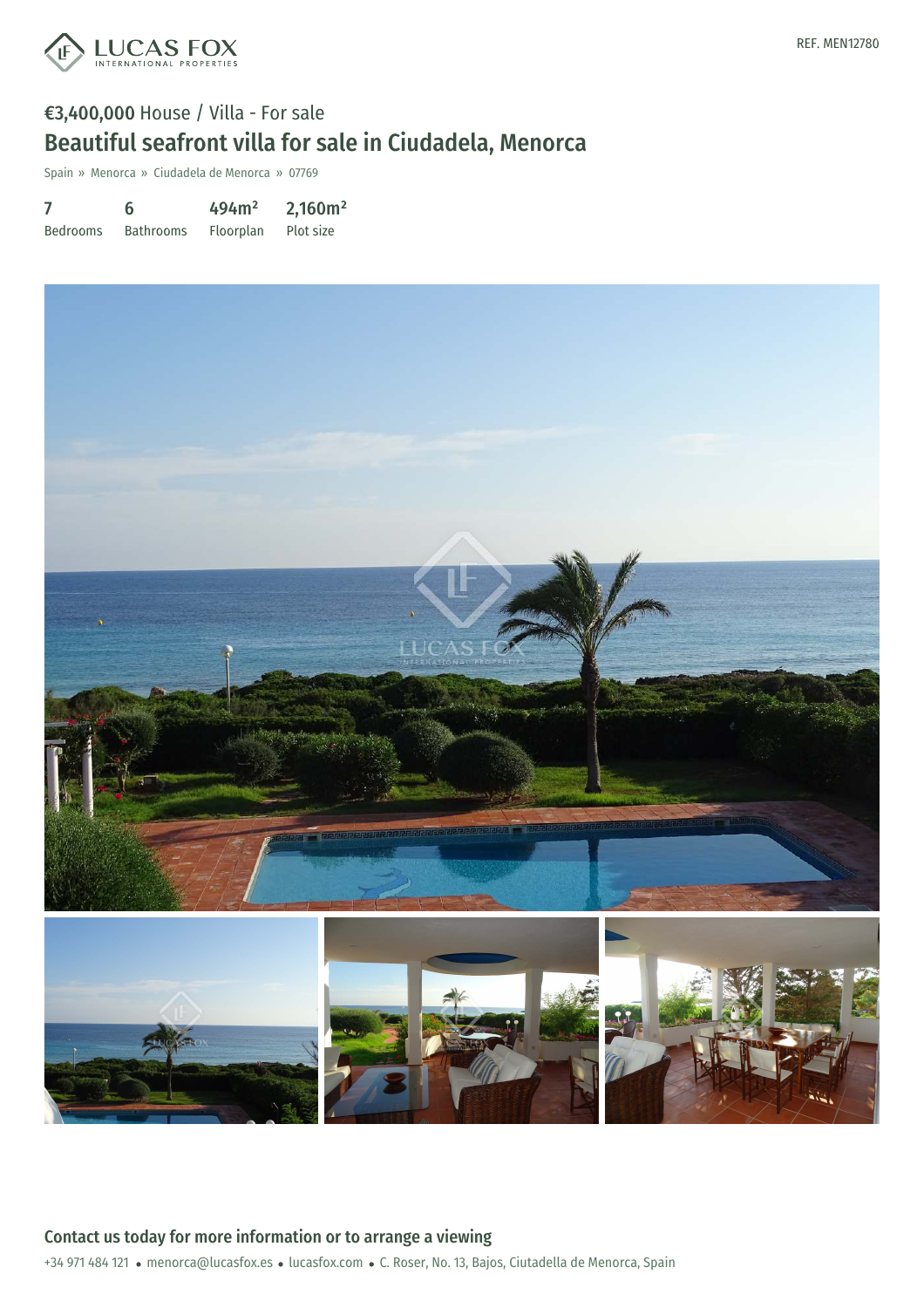REF. MEN12780

€3,400,000 House / Villa - For sale

# Beautiful seafront villa for sale in Ciudadela, Menorca

Spain » Menorca » Ciudadela de Menorca » 07769

| 7 | 6 | 494m² | 2,160m² |
|---|---|---|---|
| Bedrooms | Bathrooms | Floorplan | Plot size |

## Contact us today for more information or to arrange a viewing

+34 971 484 121 • menorca@lucasfox.es • lucasfox.com • C. Roser, No. 13, Bajos, Ciutadella de Menorca, Spain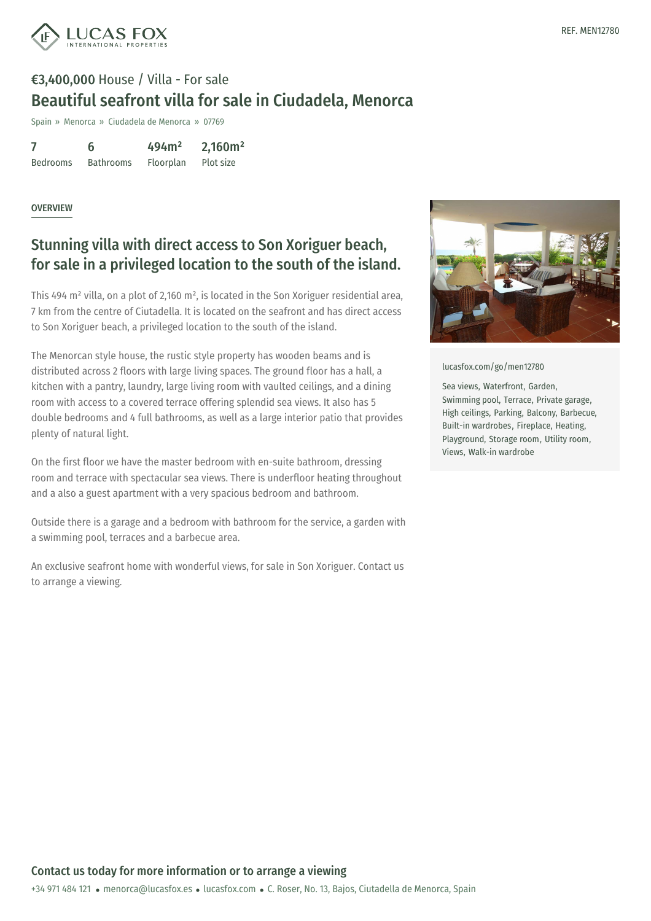REF. MEN12780

**€3,400,000** House / Villa - For sale

# Beautiful seafront villa for sale in Ciudadela, Menorca

Spain » Menorca » Ciudadela de Menorca » 07769

| 7 | 6 | 494m² | 2,160m² |
|---|---|---|---|
| Bedrooms | Bathrooms | Floorplan | Plot size |

OVERVIEW

## Stunning villa with direct access to Son Xoriguer beach, for sale in a privileged location to the south of the island.

This 494 m² villa, on a plot of 2,160 m², is located in the Son Xoriguer residential area, 7 km from the centre of Ciutadella. It is located on the seafront and has direct access to Son Xoriguer beach, a privileged location to the south of the island.

The Menorcan style house, the rustic style property has wooden beams and is distributed across 2 floors with large living spaces. The ground floor has a hall, a kitchen with a pantry, laundry, large living room with vaulted ceilings, and a dining room with access to a covered terrace offering splendid sea views. It also has 5 double bedrooms and 4 full bathrooms, as well as a large interior patio that provides plenty of natural light.

On the first floor we have the master bedroom with en-suite bathroom, dressing room and terrace with spectacular sea views. There is underfloor heating throughout and a also a guest apartment with a very spacious bedroom and bathroom.

Outside there is a garage and a bedroom with bathroom for the service, a garden with a swimming pool, terraces and a barbecue area.

An exclusive seafront home with wonderful views, for sale in Son Xoriguer. Contact us to arrange a viewing.

lucasfox.com/go/men12780

Sea views, Waterfront, Garden, Swimming pool, Terrace, Private garage, High ceilings, Parking, Balcony, Barbecue, Built-in wardrobes, Fireplace, Heating, Playground, Storage room, Utility room, Views, Walk-in wardrobe

**Contact us today for more information or to arrange a viewing**

+34 971 484 121 • menorca@lucasfox.es • lucasfox.com • C. Roser, No. 13, Bajos, Ciutadella de Menorca, Spain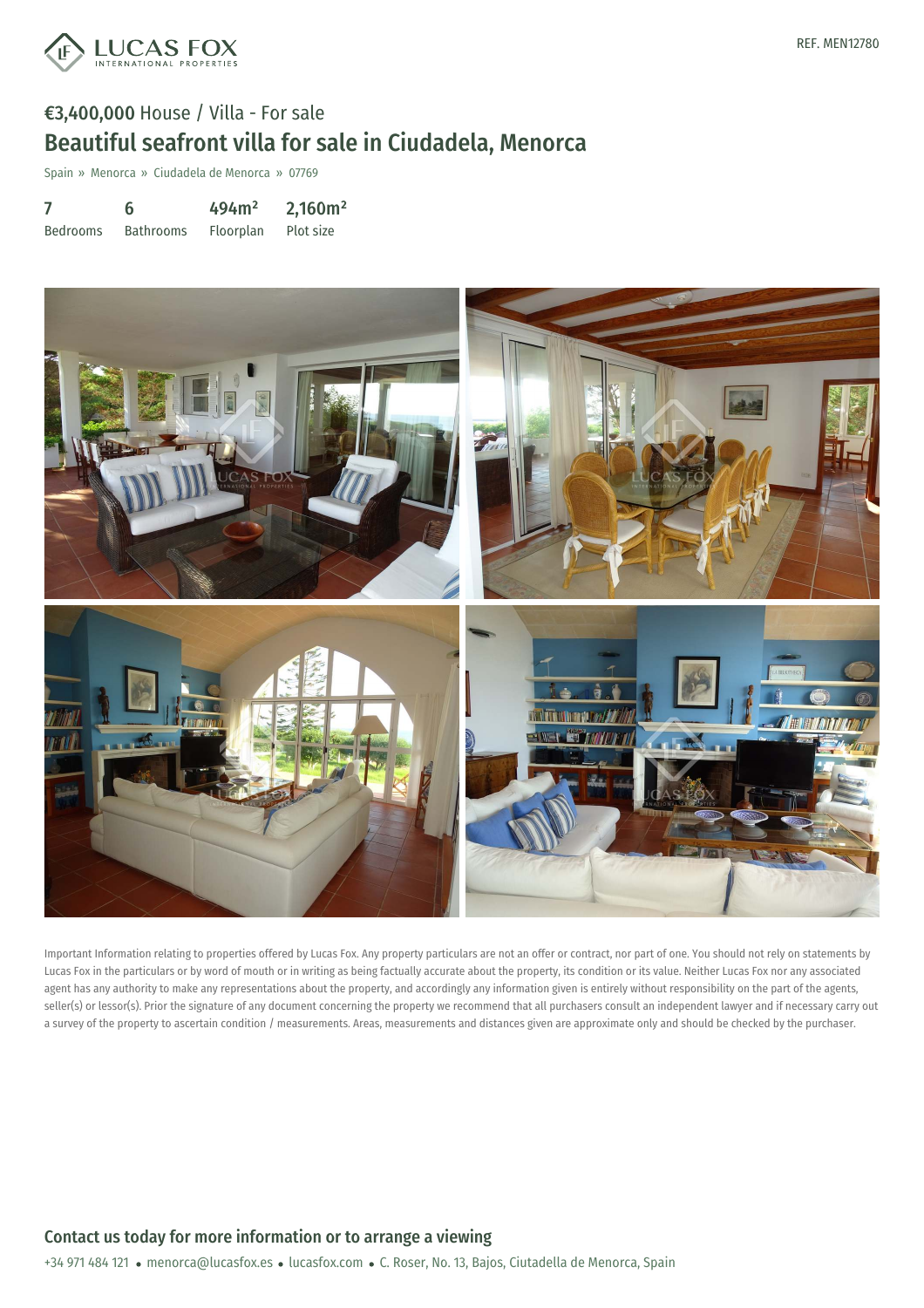REF. MEN12780

€3,400,000 House / Villa - For sale

# Beautiful seafront villa for sale in Ciudadela, Menorca

Spain » Menorca » Ciudadela de Menorca » 07769

| 7 | 6 | 494m² | 2,160m² |
|---|---|---|---|
| Bedrooms | Bathrooms | Floorplan | Plot size |

Important Information relating to properties offered by Lucas Fox. Any property particulars are not an offer or contract, nor part of one. You should not rely on statements by Lucas Fox in the particulars or by word of mouth or in writing as being factually accurate about the property, its condition or its value. Neither Lucas Fox nor any associated agent has any authority to make any representations about the property, and accordingly any information given is entirely without responsibility on the part of the agents, seller(s) or lessor(s). Prior the signature of any document concerning the property we recommend that all purchasers consult an independent lawyer and if necessary carry out a survey of the property to ascertain condition / measurements. Areas, measurements and distances given are approximate only and should be checked by the purchaser.

## Contact us today for more information or to arrange a viewing

+34 971 484 121 • menorca@lucasfox.es • lucasfox.com • C. Roser, No. 13, Bajos, Ciutadella de Menorca, Spain